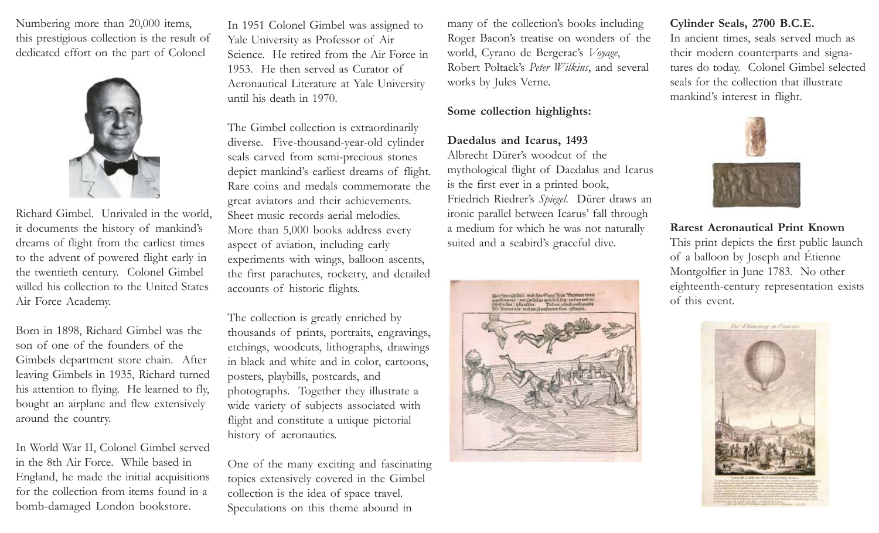Numbering more than 20,000 items, this prestigious collection is the result of dedicated effort on the part of Colonel Richard Gimbel. Unrivaled in the world, it documents the history of mankind's dreams of flight from the earliest times to the advent of powered flight early in the twentieth century. Colonel Gimbel willed his collection to the United States Air Force Academy.

Born in 1898, Richard Gimbel was the son of one of the founders of the Gimbels department store chain. After leaving Gimbels in 1935, Richard turned his attention to flying. He learned to fly, bought an airplane and flew extensively around the country.

In World War II, Colonel Gimbel served in the 8th Air Force. While based in England, he made the initial acquisitions for the collection from items found in a bomb-damaged London bookstore.

In 1951 Colonel Gimbel was assigned to Yale University as Professor of Air Science. He retired from the Air Force in 1953. He then served as Curator of Aeronautical Literature at Yale University until his death in 1970.

The Gimbel collection is extraordinarily diverse. Five-thousand-year-old cylinder seals carved from semi-precious stones depict mankind's earliest dreams of flight. Rare coins and medals commemorate the great aviators and their achievements. Sheet music records aerial melodies. More than 5,000 books address every aspect of aviation, including early experiments with wings, balloon ascents, the first parachutes, rocketry, and detailed accounts of historic flights.

The collection is greatly enriched by thousands of prints, portraits, engravings, etchings, woodcuts, lithographs, drawings in black and white and in color, cartoons, posters, playbills, postcards, and photographs. Together they illustrate a wide variety of subjects associated with flight and constitute a unique pictorial history of aeronautics.

One of the many exciting and fascinating topics extensively covered in the Gimbel collection is the idea of space travel. Speculations on this theme abound in many of the collection's books including Roger Bacon's treatise on wonders of the world, Cyrano de Bergerac's *Voyage*, Robert Poltack's *Peter Wilkins*, and several works by Jules Verne.

**Some collection highlights:**

**Daedalus and Icarus, 1493**
Albrecht Dürer's woodcut of the mythological flight of Daedalus and Icarus is the first ever in a printed book, Friedrich Riedrer's *Spiegel*. Dürer draws an ironic parallel between Icarus' fall through a medium for which he was not naturally suited and a seabird's graceful dive.

**Cylinder Seals, 2700 B.C.E.**
In ancient times, seals served much as their modern counterparts and signatures do today. Colonel Gimbel selected seals for the collection that illustrate mankind's interest in flight.

**Rarest Aeronautical Print Known**
This print depicts the first public launch of a balloon by Joseph and Étienne Montgolfier in June 1783. No other eighteenth-century representation exists of this event.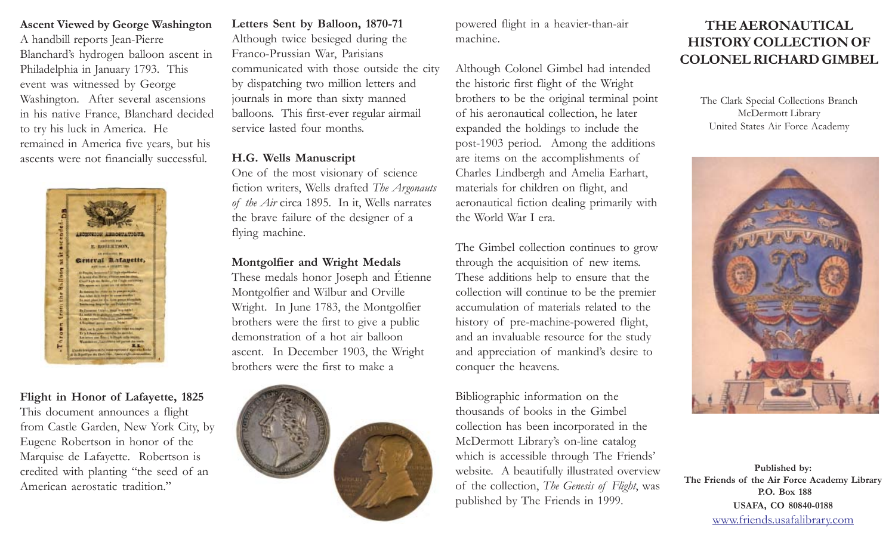**Ascent Viewed by George Washington**
A handbill reports Jean-Pierre Blanchard's hydrogen balloon ascent in Philadelphia in January 1793. This event was witnessed by George Washington. After several ascensions in his native France, Blanchard decided to try his luck in America. He remained in America five years, but his ascents were not financially successful.

**Flight in Honor of Lafayette, 1825**
This document announces a flight from Castle Garden, New York City, by Eugene Robertson in honor of the Marquise de Lafayette. Robertson is credited with planting "the seed of an American aerostatic tradition."

**Letters Sent by Balloon, 1870-71**
Although twice besieged during the Franco-Prussian War, Parisians communicated with those outside the city by dispatching two million letters and journals in more than sixty manned balloons. This first-ever regular airmail service lasted four months.

**H.G. Wells Manuscript**
One of the most visionary of science fiction writers, Wells drafted *The Argonauts of the Air* circa 1895. In it, Wells narrates the brave failure of the designer of a flying machine.

**Montgolfier and Wright Medals**
These medals honor Joseph and Étienne Montgolfier and Wilbur and Orville Wright. In June 1783, the Montgolfier brothers were the first to give a public demonstration of a hot air balloon ascent. In December 1903, the Wright brothers were the first to make a powered flight in a heavier-than-air machine.

Although Colonel Gimbel had intended the historic first flight of the Wright brothers to be the original terminal point of his aeronautical collection, he later expanded the holdings to include the post-1903 period. Among the additions are items on the accomplishments of Charles Lindbergh and Amelia Earhart, materials for children on flight, and aeronautical fiction dealing primarily with the World War I era.

The Gimbel collection continues to grow through the acquisition of new items. These additions help to ensure that the collection will continue to be the premier accumulation of materials related to the history of pre-machine-powered flight, and an invaluable resource for the study and appreciation of mankind's desire to conquer the heavens.

Bibliographic information on the thousands of books in the Gimbel collection has been incorporated in the McDermott Library's on-line catalog which is accessible through The Friends' website. A beautifully illustrated overview of the collection, *The Genesis of Flight*, was published by The Friends in 1999.

# THE AERONAUTICAL HISTORY COLLECTION OF COLONEL RICHARD GIMBEL

The Clark Special Collections Branch
McDermott Library
United States Air Force Academy

**Published by:**
**The Friends of the Air Force Academy Library**
**P.O. Box 188**
**USAFA, CO 80840-0188**
www.friends.usafalibrary.com